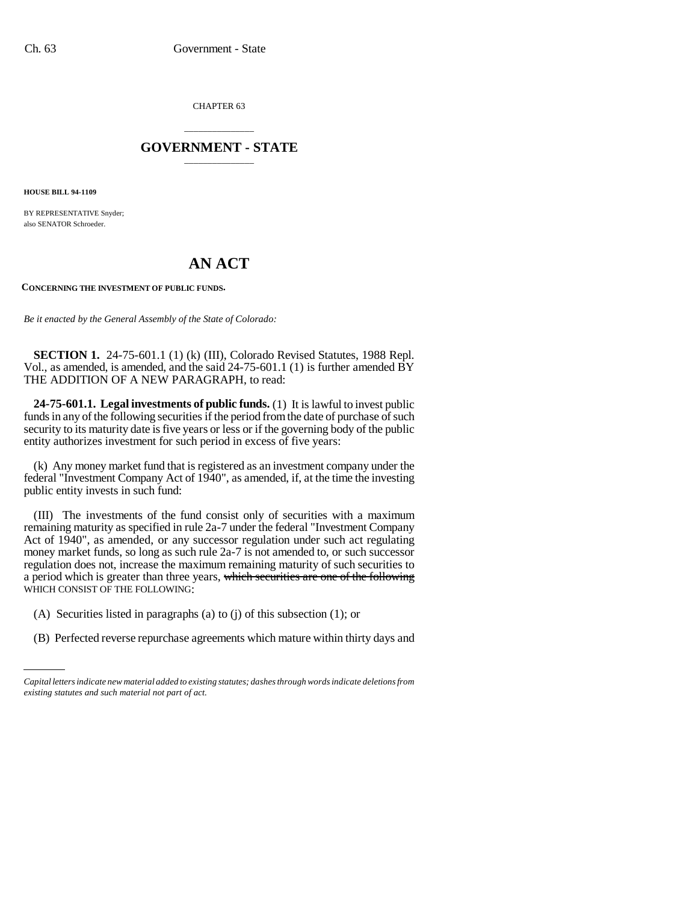CHAPTER 63

## GOVERNMENT - STATE

**HOUSE BILL 94-1109**

BY REPRESENTATIVE Snyder;
also SENATOR Schroeder.

# AN ACT

**CONCERNING THE INVESTMENT OF PUBLIC FUNDS.**

*Be it enacted by the General Assembly of the State of Colorado:*

**SECTION 1.** 24-75-601.1 (1) (k) (III), Colorado Revised Statutes, 1988 Repl. Vol., as amended, is amended, and the said 24-75-601.1 (1) is further amended BY THE ADDITION OF A NEW PARAGRAPH, to read:

**24-75-601.1. Legal investments of public funds.** (1) It is lawful to invest public funds in any of the following securities if the period from the date of purchase of such security to its maturity date is five years or less or if the governing body of the public entity authorizes investment for such period in excess of five years:

(k) Any money market fund that is registered as an investment company under the federal "Investment Company Act of 1940", as amended, if, at the time the investing public entity invests in such fund:

(III) The investments of the fund consist only of securities with a maximum remaining maturity as specified in rule 2a-7 under the federal "Investment Company Act of 1940", as amended, or any successor regulation under such act regulating money market funds, so long as such rule 2a-7 is not amended to, or such successor regulation does not, increase the maximum remaining maturity of such securities to a period which is greater than three years, ~~which securities are one of the following~~ WHICH CONSIST OF THE FOLLOWING:

(A) Securities listed in paragraphs (a) to (j) of this subsection (1); or

(B) Perfected reverse repurchase agreements which mature within thirty days and

*Capital letters indicate new material added to existing statutes; dashes through words indicate deletions from existing statutes and such material not part of act.*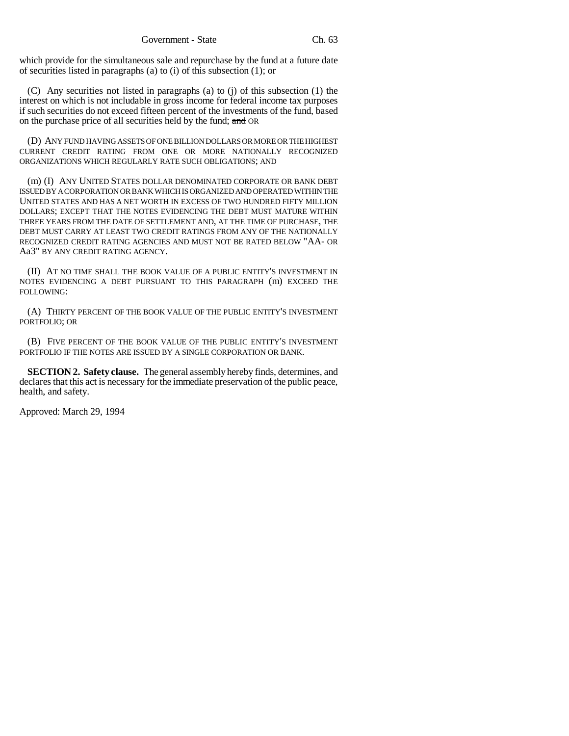which provide for the simultaneous sale and repurchase by the fund at a future date of securities listed in paragraphs (a) to (i) of this subsection (1); or

(C) Any securities not listed in paragraphs (a) to (j) of this subsection (1) the interest on which is not includable in gross income for federal income tax purposes if such securities do not exceed fifteen percent of the investments of the fund, based on the purchase price of all securities held by the fund; ~~and~~ OR

(D) ANY FUND HAVING ASSETS OF ONE BILLION DOLLARS OR MORE OR THE HIGHEST CURRENT CREDIT RATING FROM ONE OR MORE NATIONALLY RECOGNIZED ORGANIZATIONS WHICH REGULARLY RATE SUCH OBLIGATIONS; AND

(m) (I) ANY UNITED STATES DOLLAR DENOMINATED CORPORATE OR BANK DEBT ISSUED BY A CORPORATION OR BANK WHICH IS ORGANIZED AND OPERATED WITHIN THE UNITED STATES AND HAS A NET WORTH IN EXCESS OF TWO HUNDRED FIFTY MILLION DOLLARS; EXCEPT THAT THE NOTES EVIDENCING THE DEBT MUST MATURE WITHIN THREE YEARS FROM THE DATE OF SETTLEMENT AND, AT THE TIME OF PURCHASE, THE DEBT MUST CARRY AT LEAST TWO CREDIT RATINGS FROM ANY OF THE NATIONALLY RECOGNIZED CREDIT RATING AGENCIES AND MUST NOT BE RATED BELOW "AA- OR Aa3" BY ANY CREDIT RATING AGENCY.

(II) AT NO TIME SHALL THE BOOK VALUE OF A PUBLIC ENTITY'S INVESTMENT IN NOTES EVIDENCING A DEBT PURSUANT TO THIS PARAGRAPH (m) EXCEED THE FOLLOWING:

(A) THIRTY PERCENT OF THE BOOK VALUE OF THE PUBLIC ENTITY'S INVESTMENT PORTFOLIO; OR

(B) FIVE PERCENT OF THE BOOK VALUE OF THE PUBLIC ENTITY'S INVESTMENT PORTFOLIO IF THE NOTES ARE ISSUED BY A SINGLE CORPORATION OR BANK.

**SECTION 2. Safety clause.** The general assembly hereby finds, determines, and declares that this act is necessary for the immediate preservation of the public peace, health, and safety.

Approved: March 29, 1994